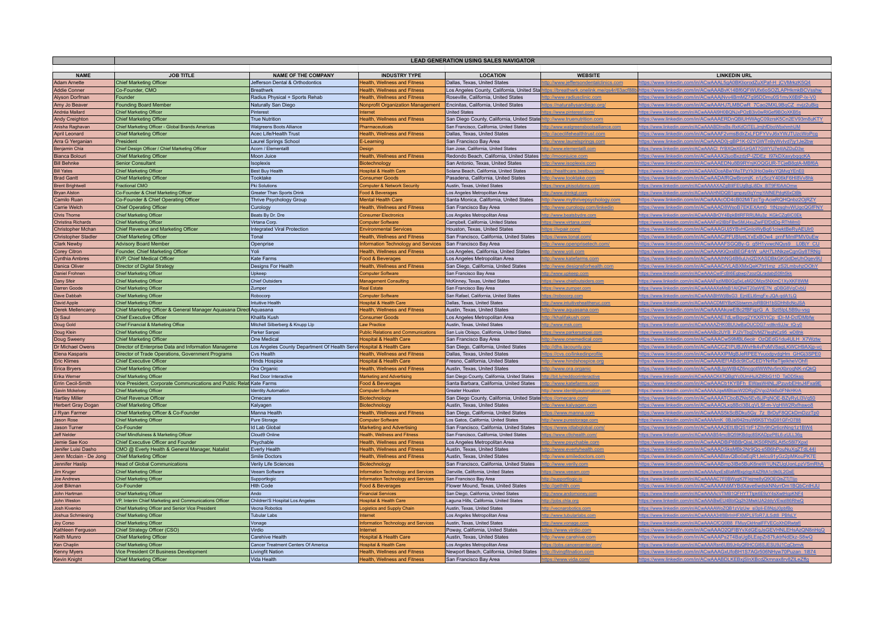# LEAD GENERATION USING SALES NAVIGATOR

| NAME | JOB TITLE | NAME OF THE COMPANY | INDUSTRY TYPE | LOCATION | WEBSITE | LINKEDIN URL |
|---|---|---|---|---|---|---|
| Adam Arnette | Chief Marketing Officer | Jefferson Dental & Orthodontics | Health, Wellness and Fitness | Dallas, Texas, United States | http://www.jeffersondentalclinics.com | https://www.linkedin.com/in/ACwAAAL5qA0BKliorodZuXPaf-H_jCVMrkzK5Q4 |
| Addie Conner | Co-Founder, CMO | Breathwrk | Health, Wellness and Fitness | Los Angeles County, California, United Sta | https://breathwrk.onelink.me/qs4r/63acf88b | https://www.linkedin.com/in/ACwAABvK14Bf6QFWUfx6oSOZLAPHkmkBCVsshw |
| Alyson Dorfman | Founder | Radius Physical + Sports Rehab | Health, Wellness and Fitness | Roseville, California, United States | http://www.radiusclinic.com | https://www.linkedin.com/in/ACwAAAjNvv4BmMZ7g95DDmu0S1mvX6BtP-Ix-V0 |
| Amy Jo Beaver | Founding Board Member | Naturally San Diego | Nonprofit Organization Management | Encinitas, California, United States | https://naturallysandiego.org/ | https://www.linkedin.com/in/ACwAAAHJ7LMBCwR_7Cao2MXL9BgCZ_nvjz2uBig |
| Andréa Mallard | Chief Marketing Officer | Pinterest | Internet | United States | https://www.pinterest.com/ | https://www.linkedin.com/in/ACwAAAI9H0BQNJxPOzB3v0wRiGef9BOoXKB5s |
| Andy Creighton | Chief Marketing Officer | True Nutrition | Health, Wellness and Fitness | San Diego County, California, United State | http://www.truenutrition.com | https://www.linkedin.com/in/ACwAAERDnQBIUHWAgC09zrsK5Cn2EV93m8uKTY |
| Anisha Raghavan | Chief Marketing Officer - Global Brands Americas | Walgreens Boots Alliance | Pharmaceuticals | San Francisco, California, United States | http://www.walgreensbootsalliance.com | https://www.linkedin.com/in/ACwAAABDInsBs-RxKdCtTELJmjhfDboWbxhmhUM |
| April Leonard | Chief Marketing Officer | Acec Life/Health Trust | Health, Wellness and Fitness | Dallas, Texas, United States | http://aceclifehealthtrust.com | https://www.linkedin.com/in/ACwAAAF2vmsBdlrZxLFDFYVvJ6xYWJTUzcWoPcg |
| Arra G Yerganian | President | Laurel Springs School | E-Learning | San Francisco Bay Area | http://www.laurelsprings.com | https://www.linkedin.com/in/ACwAAAD0j-gBP1K-02YGWTn9yWvlvd7jy1Je2bw |
| Benjamin Chia | Chief Design Officer / Chief Marketing Officer | Acorn / Elemental8 | Design | San Jose, California, United States | http://www.elemental8.com | https://www.linkedin.com/in/ACwAAACI_fYBXQeXErUrGAT7GWYU7e4IAZDaD3w |
| Bianca Bolouri | Chief Marketing Officer | Moon Juice | Health, Wellness and Fitness | Redondo Beach, California, United States | http://moonjuice.com | https://www.linkedin.com/in/ACwAAAX2luoBxzdzP-IZDEz_l97kDXaxvbgqcKA |
| Bill Behnke | Senior Consultant | Isoplexis | Biotechnology | San Antonio, Texas, United States | http://www.isoplexis.com | https://www.linkedin.com/in/ACwAAAEDNu8B9RYmjKOQGUR-TCjeB8qtA-MBf6A |
| Bill Yates | Chief Marketing Officer | Best Buy Health | Hospital & Health Care | Solana Beach, California, United States | https://healthcare.bestbuy.com/ | https://www.linkedin.com/in/ACwAAAIOceABwYAsTPzYk3HsOa4kvYQMvgYEnE0 |
| Brad Gantt | Chief Marketing Officer | Tooktake | Consumer Goods | Pasadena, California, United States | http://www.tooktake.com | https://www.linkedin.com/in/ACwAAADAfRQwBromjK_n1z5czY406kF6HI8Vv8hk |
| Brent Brightwell | Fractional CMO | Pki Solutions | Computer & Network Security | Austin, Texas, United States | https://www.pkisolutions.com | https://www.linkedin.com/in/ACwAAAAXAZgBIiIFEUgBgLi8Dx_8lT9Fl0AAOmw |
| Bryan Alston | Co-Founder & Chief Marketing Officer | Greater Than Sports Drink | Food & Beverages | Los Angeles Metropolitan Area | http://www.drinkgt.com | https://www.linkedin.com/in/ACwAAAHNIDQB1gmpay0lgYmpYAfNEPdgK6xCtBk |
| Camilo Ruan | Co-Founder & Chief Operating Officer | Thrive Psychology Group | Mental Health Care | Santa Monica, California, United States | http://www.mythrivepsychology.com | https://www.linkedin.com/in/ACwAAAcOD4cB02MiTzcTg-AcieRQHQnbz2OjRZY |
| Carrie Welch | Chief Operating Officer | Curology | Health, Wellness and Fitness | San Francisco Bay Area | http://www.curology.com/linkedin | https://www.linkedin.com/in/ACwAAAD8WsoB7EKEXAm0_1tNzsghvWUqcQGfFNY |
| Chris Thorne | Chief Marketing Officer | Beats By Dr. Dre | Consumer Electronics | Los Angeles Metropolitan Area | http://www.beatsbydre.com | https://www.linkedin.com/in/ACwAAABrOY4BpkB8RFRRUMu3z_KGkCZg6IC0Ek |
| Christina Richards | Chief Marketing Officer | Virtana Corp. | Computer Software | Campbell, California, United States | https://www.virtana.com/ | https://www.linkedin.com/in/ACwAAAFxI2IBbFBwSMJ4xuZwFEf0tiDg-RThMm0 |
| Christopher Mchan | Chief Revenue and Marketing Officer | Integrated Viral Protection | Environmental Services | Houston, Texas, United States | https://ivpair.com/ | https://www.linkedin.com/in/ACwAAAGUj5YBvHGnloWyBq61cwkIBeRyAEUlr0 |
| Christopher Stadler | Chief Marketing Officer | Tonal | Health, Wellness and Fitness | San Francisco, California, United States | https://www.tonal.com/ | https://www.linkedin.com/in/ACwAAACjPFUBlyeLYxExBOw4_prnFMmlPMV0uEw |
| Clark Newby | Advisory Board Member | Openprise | Information Technology and Services | San Francisco Bay Area | http://www.openprisetech.com/ | https://www.linkedin.com/in/ACwAAAAFSGQBy-G_q5H1yvwcNQys9__L0BjY_CU |
| Corey Citron | Founder, Chief Marketing Officer | Yoli | Health, Wellness and Fitness | Los Angeles, California, United States | http://www.yoli.com | https://www.linkedin.com/in/ACwAAAKiQxsBEGF4rW_uAH7LhNkzeCqnGy8TRNg |
| Cynthia Ambres | EVP, Chief Medical Officer | Kate Farms | Food & Beverages | Los Angeles Metropolitan Area | http://www.katefarms.com | https://www.linkedin.com/in/ACwAAAlhNG4B6uUvi2DXASDBkGKGdDeUhOqev9U |
| Danica Oliver | Director of Digital Strategy | Designs For Health | Health, Wellness and Fitness | San Diego, California, United States | http://www.designsforhealth.com | https://www.linkedin.com/in/ACwAAACrVLABXMxQeK7trt1mz_zS2LmbvhzOOhY |
| Daniel Frohnen | Chief Marketing Officer | Upkeep | Computer Software | San Francisco Bay Area | http://www.upkeep.com | https://www.linkedin.com/in/ACwAAACwIFcBl6Egbwp7zozQLradabj50fih5kk |
| Dany Sfeir | Chief Marketing Officer | Chief Outsiders | Management Consulting | McKinney, Texas, United States | https://www.chiefoutsiders.com | https://www.linkedin.com/in/ACwAAAFszlMB0g5xLeM2OMzx5NXmC1XyXKF8WM |
| Darren Goode | Chief Marketing Officer | Zumper | Real Estate | San Francisco Bay Area | https://www.zumper.com | https://www.linkedin.com/in/ACwAAAXeMsB1AIQN4T20aWIE7N_gDBG8VqCvbU |
| Dave Dabbah | Chief Marketing Officer | Robocorp | Computer Software | San Rafael, California, United States | https://robocorp.com | https://www.linkedin.com/in/ACwAAABHWjBsG3_EjnIEL8lmgFx-JQA-gIA1LQ |
| David Apple | Chief Marketing Officer | Intuitive Health | Hospital & Health Care | Dallas, Texas, United States | http://www.intuitivehealtheruc.com | https://www.linkedin.com/in/ACwAAACDMIYBzKSbiwmnJoRB0H1bSDHh8cNcJSA |
| Derek Mellencamp | Chief Marketing Officer & General Manager Aquasana Direct | Aquasana | Health, Wellness and Fitness | Austin, Texas, United States | http://www.aquasana.com | https://www.linkedin.com/in/ACwAAAAkuwEBc2fBFigzG_A_Szt5lpL5B9u-vsg |
| Dj Saul | Chief Executive Officer | Khalifa Kush | Consumer Goods | Los Angeles Metropolitan Area | http://khalifakush.com | https://www.linkedin.com/in/ACwAAAE7dLwBqvq2YKXRYICp_tDi-M-DcfDMbfw |
| Doug Gold | Chief Financial & Marketing Office | Mitchell Silberberg & Knupp Llp | Law Practice | Austin, Texas, United States | http://www.msk.com | https://www.linkedin.com/in/ACwAAAZHK0BUUwBaOUCDG7-vdtkn9JJw_tQ-y0 |
| Doug Klein | Chief Marketing Officer | Parker Sanpei | Public Relations and Communications | San Luis Obispo, California, United States | https://www.parkersanpei.com | https://www.linkedin.com/in/ACwAAABc2UYB_PJ2VTbqDVMZ7leqNCz95_wO8hk |
| Doug Sweeny | Chief Marketing Officer | One Medical | Hospital & Health Care | San Francisco Bay Area | http://www.onemedical.com | https://www.linkedin.com/in/ACwAAACwS9MBL6eolr_OzQEdG1du4ULH_X7Wztw |
| Dr Michael Owens | Director of Enterprise Data and Information Manageme | Los Angeles County Department Of Health Servi | Hospital & Health Care | San Diego, California, United States | http://dhs.lacounty.gov | https://www.linkedin.com/in/ACwAACCZ1PUBJWvHk4vPoMV8agLKWCH9AXip-vc |
| Elena Kasparis | Director of Trade Operations, Government Programs | Cvs Health | Health, Wellness and Fitness | Dallas, Texas, United States | https://cvs.co/linkedinprofile | https://www.linkedin.com/in/ACwAAAXIPMoBJeRPEEYvuodpvdgHm_GHGj3SPE0 |
| Eric Klimes | Chief Executive Officer | Hinds Hospice | Hospital & Health Care | Fresno, California, United States | http://www.hindshospice.org | https://www.linkedin.com/in/ACwAAAIEf1ABdcStCuCEDYNrReTljelkheVOhfI |
| Erica Bryers | Chief Marketing Officer | Ora Organic | Health, Wellness and Fitness | Austin, Texas, United States | http://www.ora.organic | https://www.linkedin.com/in/ACwAABJjpWIB4Z6ncgotIWWNv5mXbrogNK-nQkQ |
| Erika Werner | Chief Marketing Officer | Red Door Interactive | Marketing and Advertising | San Diego County, California, United States | http://bit.ly/reddoorinteractive | https://www.linkedin.com/in/ACwAAACK47QBgtYc0UmHuXZlRbG11D_TaDD5kso |
| Errin Cecil-Smith | Vice President, Corporate Communications and Public Relati | Kate Farms | Food & Beverages | Santa Barbara, California, United States | http://www.katefarms.com | https://www.linkedin.com/in/ACwAAACb1KYBFh_EWasW4NLJPzuvbEHnJ4Fxa9E |
| Gavin Mckelvey | Chief Marketing Officer | Identity Automation | Computer Software | Greater Houston | http://www.identityautomation.com | https://www.linkedin.com/in/ACwAAAJqwMBtiaoW2DRpjDVqo2Ak6u0FNkHKrA |
| Hartley Miller | Chief Revenue Officer | Omecare | Biotechnology | San Diego County, California, United State | https://omecare.com/ | https://www.linkedin.com/in/ACwAAAATCboBZNs5Ev8JPqNOE-BZyRyLI3Vq50 |
| Herbert Gray Dogan | Chief Marketing Officer | Kalyagen | Biotechnology | Austin, Texas, United States | http://www.kalyagen.com | https://www.linkedin.com/in/ACwAAAOLxq8Bcl3BLqVLSf-m-VqHIW2Rxfhswo8 |
| J Ryan Farmer | Chief Marketing Officer & Co-Founder | Manna Health | Health, Wellness and Fitness | San Diego, California, United States | https://www.manna.com | https://www.linkedin.com/in/ACwAAAS5kScBDku5Gy_7z_BrDyF8QCkDmDzzTp0 |
| Jason Rose | Chief Marketing Officer | Pure Storage | Computer Software | Los Gatos, California, United States | http://www.purestorage.com | https://www.linkedin.com/in/ACwAAAAmK_tBJal94zlrsuW6KSTYbjG91GFrO798 |
| Jason Turner | Co-Founder | Id Lab Global | Marketing and Advertising | San Francisco, California, United States | https://www.idlabglobal.com/ | https://www.linkedin.com/in/ACwAAAA2EtUBQS1trF1Zllv9hQr6cnNnq1z1BW4 |
| Jeff Nelder | Chief Mindfulness & Marketing Officer | Cloud9 Online | Health, Wellness and Fitness | San Francisco, California, United States | https://www.c9ohealth.com/ | https://www.linkedin.com/in/ACwAAB54mcBQ59KBdqc8SKADpzP8L6-zULL36g |
| Jemie Sae Koo | Chief Executive Officer and Founder | Psychable | Health, Wellness and Fitness | Los Angeles Metropolitan Area | http://www.psychable.com | https://www.linkedin.com/in/ACwAAADBiP8BBrQiaLIKS0RNI5LAt5c58l7Xpxl |
| Jenifer Luisi Dasho | CMO @ Everly Health & General Manager, Natalist | Everly Health | Health, Wellness and Fitness | Austin, Texas, United States | http://www.everlyhealth.com | https://www.linkedin.com/in/ACwAAADSksMBk2Nr9Qg-s5B6hPouNuXgZTdL44I |
| Jenn Mcclain - De Jong | Chief Marketing Officer | Smile Doctors | Health, Wellness and Fitness | Austin, Texas, United States | http://www.smiledoctors.com | https://www.linkedin.com/in/ACwAAABlavQBo0aEqR1Jelcu91yGz2pMKouPK7E |
| Jennifer Haslip | Head of Global Communications | Verily Life Sciences | Biotechnology | San Francisco, California, United States | http://www.verily.com | https://www.linkedin.com/in/ACwAAABmp3lBe5BuK6neW1UNZUgUonLpzVSmRhA |
| Jim Kruger | Chief Marketing Officer | Veeam Software | Information Technology and Services | Danville, California, United States | https://www.veeam.com | https://www.linkedin.com/in/ACwAAAAyxEsBlaMfBxjzlgpX4ZRtA1c9k0L2GsE |
| Joe Andrews | Chief Marketing Officer | Supportlogic | Information Technology and Services | San Francisco Bay Area | http://supportlogic.io | https://www.linkedin.com/in/ACwAAAC7F0BWvgK7Flejme8yQ9OEQsZTjTljo |
| Joel Bikman | Co-Founder | Hlth Code | Food & Beverages | Flower Mound, Texas, United States | http://gethlth.com | https://www.linkedin.com/in/ACwAAAAhbMYBdXave6wdskNNvrrDm1BQbCntHJU |
| John Hartman | Chief Marketing Officer | Ando | Financial Services | San Diego, California, United States | http://www.andomoney.com | https://www.linkedin.com/in/ACwAAACvTMB1QFHYTTtpk6E9zY4sXwHczKNF4 |
| John Weston | VP, Interim Chief Marketing and Communications Officer | Children'S Hospital Los Angeles | Hospital & Health Care | Laguna Hills, California, United States | http://jobs.chla.org | https://www.linkedin.com/in/ACwAAABwEU4BbIQq2h3MwkUA2ddyVEwzl86RheQ |
| Josh Kivenko | Chief Marketing Officer and Senior Vice President | Vecna Robotics | Logistics and Supply Chain | Austin, Texas, United States | http://vecnarobotics.com | https://www.linkedin.com/in/ACwAAAWoZQB1zVizUw_si3pIi-E8NzJ0pbfBo |
| Joshua Schmiesing | Chief Marketing Officer | Tubular Labs | Internet | Los Angeles Metropolitan Area | http://www.tubularlabs.com | https://www.linkedin.com/in/ACwAAAA34f8BrInHFXMPL9ToR7JLSdt8_PBlsLY |
| Joy Corso | Chief Marketing Officer | Vonage | Information Technology and Services | Austin, Texas, United States | http://www.vonage.com | https://www.linkedin.com/in/ACwAAACfC00B8_FMuyCkHnalFFVECoXhDRwtafI |
| Kathleen Ferguson | Chief Strategy Officer (CSO) | Virdio | Internet | Poway, California, United States | https://www.virdio.com | https://www.linkedin.com/in/ACwAAAO2QFIBYvXdGEqJeGEVHNLEHsAzQN8nHqQ |
| Keith Munro | Chief Marketing Officer | Carehive Health | Hospital & Health Care | Austin, Texas, United States | http://www.carehive.com | https://www.linkedin.com/in/ACwAAAPs2T4BaUgBLEapZr87fukbNdEkz-S8wQ |
| Ken Chaplin | Chief Marketing Officer | Cancer Treatment Centers Of America | Hospital & Health Care | Los Angeles Metropolitan Area | https://jobs.cancercenter.com/ | https://www.linkedin.com/in/ACwAAARsn6UB9Jr4yQRHCGI6SJESU9J1CgCbmvk |
| Kenny Myers | Vice President Of Business Development | Livingfit Nation | Health, Wellness and Fitness | Newport Beach, California, United States | http://livingfitnation.com | https://www.linkedin.com/in/ACwAAAGxUfoBH1S7AGr506NHyw70Puzan_1I874 |
| Kevin Knight | Chief Marketing Officer | Vida Health | Health, Wellness and Fitness | San Francisco Bay Area | https://www.vida.com/ | https://www.linkedin.com/in/ACwAAABDLKEBxjSlnXBcdZkmnax8rv8ZlLeZffg |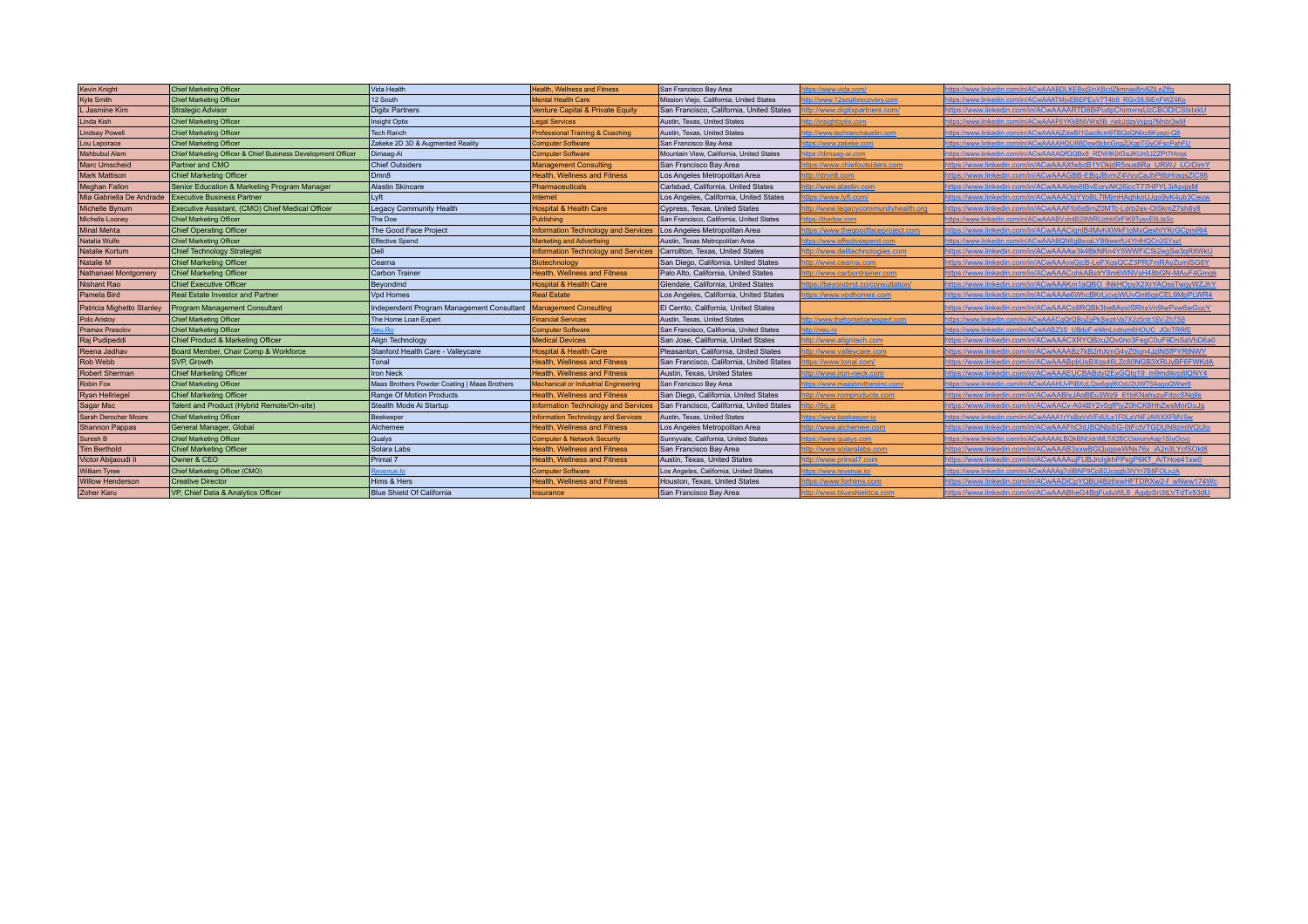| | | | | | | |
|---|---|---|---|---|---|---|
| Kevin Knight | Chief Marketing Officer | Vida Health | Health, Wellness and Fitness | San Francisco Bay Area | https://www.vida.com/ | https://www.linkedin.com/in/ACwAABDLKEBxjSlnXBcdZkmnax8rv8ZlLeZffg |
| Kyle Smith | Chief Marketing Officer | 12 South | Mental Health Care | Mission Viejo, California, United States | http://www.12southrecovery.com | https://www.linkedin.com/in/ACwAAATMjuEBEPEuV7T4b9_RGv3lL9lEnFWZ4Ko |
| L Jasmine Kim | Strategic Advisor | Digitx Partners | Venture Capital & Private Equity | San Francisco, California, United States | http://www.digitxpartners.com/ | https://www.linkedin.com/in/ACwAAAARTD8BiPudpChimvnsUzCBODICSIxIxkU |
| Linda Kish | Chief Marketing Officer | Insight Optix | Legal Services | Austin, Texas, United States | http://insightoptix.com | https://www.linkedin.com/in/ACwAAAF6YKkBNVWs5B_nebJdzsVyjzq7Mnbr3wM |
| Lindsay Powell | Chief Marketing Officer | Tech Ranch | Professional Training & Coaching | Austin, Texas, United States | http://www.techranchaustin.com | https://www.linkedin.com/in/ACwAAAiZdwBl1Gacllcm9TBQsQNxo6Kyepj-Q8 |
| Lou Leporace | Chief Marketing Officer | Zakeke 2D 3D & Augmented Reality | Computer Software | San Francisco Bay Area | https://www.zakeke.com | https://www.linkedin.com/in/ACwAAAHQU8BDxw5bbcGngZjXqpTGyOFscPahFU |
| Mahbubul Alam | Chief Marketing Officer & Chief Business Development Officer | Dimaag-Ai | Computer Software | Mountain View, California, United States | https://dimaag-ai.com | https://www.linkedin.com/in/ACwAAAOfQQBx8_RDWK0rDaJKUn5JZ2Pt7Hoqs |
| Marc Umscheid | Partner and CMO | Chief Outsiders | Management Consulting | San Francisco Bay Area | https://www.chiefoutsiders.com | https://www.linkedin.com/in/ACwAAAXfwbcB1YOkjdR5nus8Ra_URWJ_LCrDimY |
| Mark Mattison | Chief Marketing Officer | Dmn8 | Health, Wellness and Fitness | Los Angeles Metropolitan Area | http://dmn8.com | https://www.linkedin.com/in/ACwAAAGBB-EBqJBvmZ4VyuCaJhP6bHragsZiC98 |
| Meghan Fallon | Senior Education & Marketing Program Manager | Alastin Skincare | Pharmaceuticals | Carlsbad, California, United States | http://www.alastin.com | https://www.linkedin.com/in/ACwAAAVee8lBvEoryAK26iccT77HPYL3iApqjsM |
| Mia Gabriella De Andrade | Executive Business Partner | Lyft | Internet | Los Angeles, California, United States | https://www.lyft.com/ | https://www.linkedin.com/in/ACwAAAOgYYoBL7lMimHAghkoUJgo9vK4ub3Ceuw |
| Michelle Bynum | Executive Assistant, (CMO) Chief Medical Officer | Legacy Community Health | Hospital & Health Care | Cypress, Texas, United States | http://www.legacycommunityhealth.org | https://www.linkedin.com/in/ACwAAAFfo6sBmZ0MTc-Ldrb2ex-OlSkmZ7sh8y8 |
| Michelle Looney | Chief Marketing Officer | The Doe | Publishing | San Francisco, California, United States | https://thedoe.com | https://www.linkedin.com/in/ACwAAABVvb4B29WRUzhkl0rFlK9TysvEilLtsSc |
| Minal Mehta | Chief Operating Officer | The Good Face Project | Information Technology and Services | Los Angeles Metropolitan Area | https://www.thegoodfaceproject.com | https://www.linkedin.com/in/ACwAAACiqnIB4MvhXWkFtoMxQexhlYKrGCpmRl4 |
| Natalia Wulfe | Chief Marketing Officer | Effective Spend | Marketing and Advertising | Austin, Texas Metropolitan Area | https://www.effectivespend.com | https://www.linkedin.com/in/ACwAAABQN6qBsvaLYB9jwerfU4YhfHQCn2SYxzI |
| Natalie Kortum | Chief Technology Strategist | Dell | Information Technology and Services | Carrollton, Texas, United States | http://www.delltechnologies.com | https://www.linkedin.com/in/ACwAAAAw3k4BkNRn4Y5WWFiCSi2egSw3qRitWkU |
| Natalie M | Chief Marketing Officer | Cearna | Biotechnology | San Diego, California, United States | http://www.cearna.com | https://www.linkedin.com/in/ACwAAAvxGjcB-LeFXqsQCZ3PRj7mRAyZumlSG8Y |
| Nathanael Montgomery | Chief Marketing Officer | Carbon Trainer | Health, Wellness and Fitness | Palo Alto, California, United States | http://www.carbontrainer.com | https://www.linkedin.com/in/ACwAAACohkABstrY8m6WNVsH48bGN-MAuF4Gmgk |
| Nishant Rao | Chief Executive Officer | Beyondmd | Hospital & Health Care | Glendale, California, United States | https://beyondmd.co/consultation/ | https://www.linkedin.com/in/ACwAAAKm1aQBO_INkHOpyX2XrYAOssTwqyWZJhY |
| Pamela Bird | Real Estate Investor and Partner | Vpd Homes | Real Estate | Los Angeles, California, United States | https://www.vpdhomes.com | https://www.linkedin.com/in/ACwAAAe6WhcBKrLjcvpWUvGnt6qsCEL9MpPLWR4 |
| Patricia Mighetto Stanley | Program Management Consultant | Independent Program Management Consultant | Management Consulting | El Cerrito, California, United States | | https://www.linkedin.com/in/ACwAAACo8RQBk3be8AyxISRhsVn9lwPxw6wGucY |
| Polo Aristoy | Chief Marketing Officer | The Home Loan Expert | Financial Services | Austin, Texas, United States | http://www.thehomeloanexpert.com | https://www.linkedin.com/in/ACwAAACqOrQBoZqPkSwzkVa7X2z5nb1SV-Zh7S8 |
| Pramax Prasolov | Chief Marketing Officer | Neu.Ro | Computer Software | San Francisco, California, United States | http://neu.ro | https://www.linkedin.com/in/ACwAABZ3S_UBduF-eMmLcdnum6HOUC_JQcTRRfE |
| Raj Pudipeddi | Chief Product & Marketing Officer | Align Technology | Medical Devices | San Jose, California, United States | http://www.aligntech.com | https://www.linkedin.com/in/ACwAAACXRYQBzu2Qv0no3FegC0uF9DnSaVbD6a0 |
| Reena Jadhav | Board Member, Chair Comp & Workforce | Stanford Health Care - Valleycare | Hospital & Health Care | Pleasanton, California, United States | http://www.valleycare.com | https://www.linkedin.com/in/ACwAAAABz7kB2rhXmG4yZ0iqn4JzlNSfPYRtNWY |
| Rob Webb | SVP, Growth | Tonal | Health, Wellness and Fitness | San Francisco, California, United States | https://www.tonal.com/ | https://www.linkedin.com/in/ACwAAABpbUsBXqs46LZc80NGB3XRUyBF6FWKdA |
| Robert Sherman | Chief Marketing Officer | Iron Neck | Health, Wellness and Fitness | Austin, Texas, United States | http://www.iron-neck.com | https://www.linkedin.com/in/ACwAAAEUCBABdyl2ExGQlg19_m9mdlkrp8lQNY4 |
| Robin Fox | Chief Marketing Officer | Maas Brothers Powder Coating \| Maas Brothers | Mechanical or Industrial Engineering | San Francisco Bay Area | https://www.maasbrothersinc.com/ | https://www.linkedin.com/in/ACwAAAHUvPIBXzLQw6qqfKOdJ2UWTS4aqoQWwr8 |
| Ryan Hellriegel | Chief Marketing Officer | Range Of Motion Products | Health, Wellness and Fitness | San Diego, California, United States | http://www.romproducts.com | https://www.linkedin.com/in/ACwAABIyJAoBEu3Wz9_61bKNahyzuFdzcSNglls |
| Sagar Msc | Talent and Product (Hybrid Remote/On-site) | Stealth Mode Ai Startup | Information Technology and Services | San Francisco, California, United States | http://9q.ai | https://www.linkedin.com/in/ACwAACv-A04BY2v5gfPlyZ0hCK8HhZwsMnrDuJg |
| Sarah Derocher Moore | Chief Marketing Officer | Beekeeper | Information Technology and Services | Austin, Texas, United States | https://www.beekeeper.io | https://www.linkedin.com/in/ACwAAAA1rYsBqVdVFdULs1F0LzVNFJAWXXFMVSw |
| Shannon Pappas | General Manager, Global | Alchemee | Health, Wellness and Fitness | Los Angeles Metropolitan Area | http://www.alchemee.com | https://www.linkedin.com/in/ACwAAAFhChUBOINpSG-0tFctVTGDUN9zmWQiUIo |
| Suresh B | Chief Marketing Officer | Qualys | Computer & Network Security | Sunnyvale, California, United States | https://www.qualys.com | https://www.linkedin.com/in/ACwAAAALBQkBNUdnML5X28COxncmAap1SiyOcvc |
| Tim Berthold | Chief Marketing Officer | Solara Labs | Health, Wellness and Fitness | San Francisco Bay Area | http://www.solaralabs.com | https://www.linkedin.com/in/ACwAAAB3xxwBGQuqswWNs76x_iA2n3LYcfSOkI8 |
| Victor Abijaoudi Ii | Owner & CEO | Primal 7 | Health, Wellness and Fitness | Austin, Texas, United States | http://www.primal7.com | https://www.linkedin.com/in/ACwAAAAujFUBJrolgkhPPxgP6KT_AiTHoe41xw0 |
| William Tyree | Chief Marketing Officer (CMO) | Revenue.Io | Computer Software | Los Angeles, California, United States | https://www.revenue.io/ | https://www.linkedin.com/in/ACwAAAAg7dIBNP9CpB2Jcqgib3lVYr7B8FOLnJA |
| Willow Henderson | Creative Director | Hims & Hers | Health, Wellness and Fitness | Houston, Texas, United States | https://www.forhims.com | https://www.linkedin.com/in/ACwAADiCpYQBU4Bz6xwHFTDRXw2-f_wNww174Wc |
| Zoher Karu | VP, Chief Data & Analytics Officer | Blue Shield Of California | Insurance | San Francisco Bay Area | http://www.blueshieldca.com | https://www.linkedin.com/in/ACwAAABheG4BgFuduWL8_AgdpSn3lLVTdTx53dU |